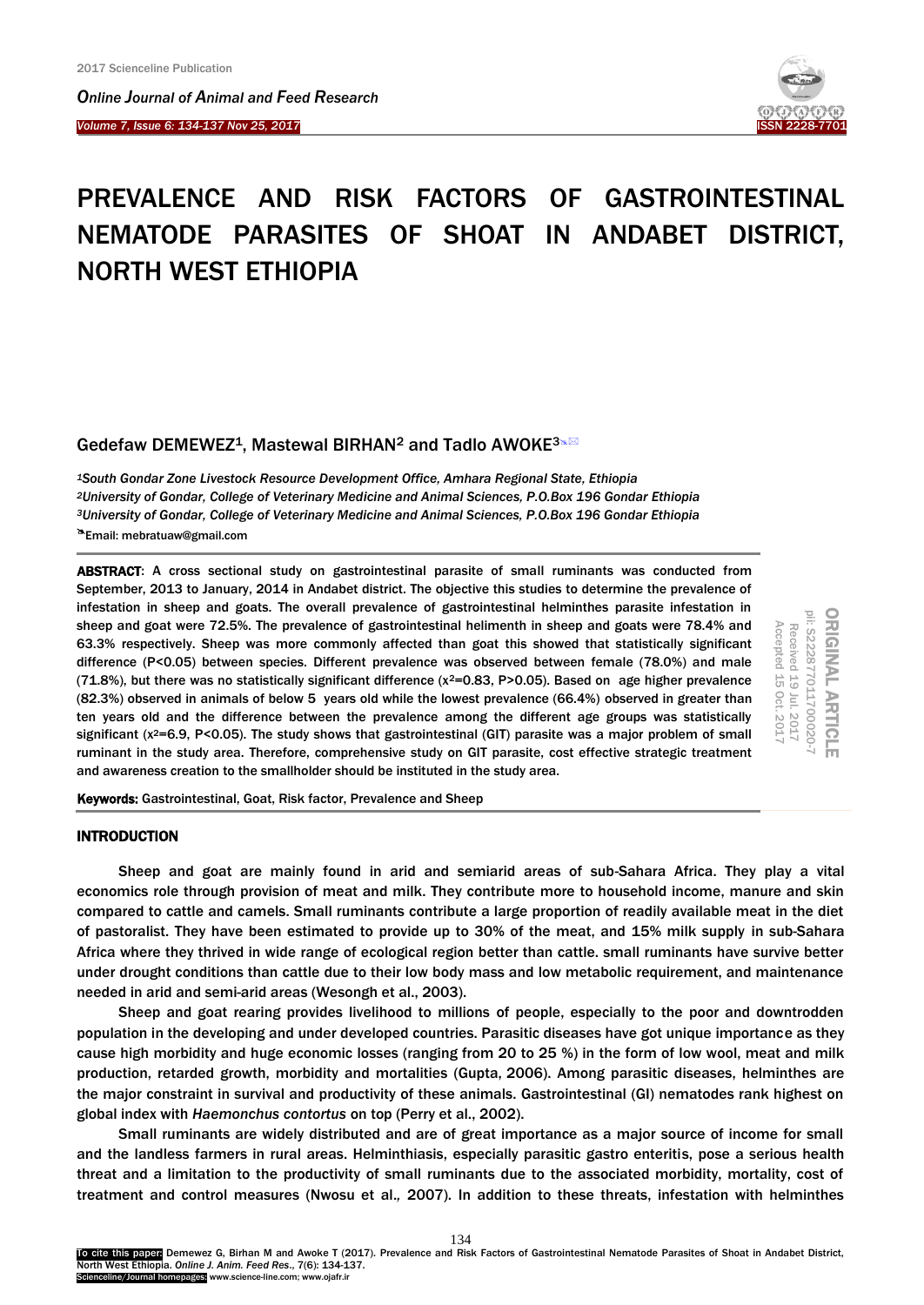# PREVALENCE AND RISK FACTORS OF GASTROINTESTINAL NEMATODE PARASITES OF SHOAT IN ANDABET DISTRICT, NORTH WEST ETHIOPIA

Gedefaw DEMEWEZ[1], Mastewal BIRHAN[2] and Tadlo AWOKE[3]

[1]South Gondar Zone Livestock Resource Development Office, Amhara Regional State, Ethiopia
[2]University of Gondar, College of Veterinary Medicine and Animal Sciences, P.O.Box 196 Gondar Ethiopia
[3]University of Gondar, College of Veterinary Medicine and Animal Sciences, P.O.Box 196 Gondar Ethiopia
Email: mebratuaw@gmail.com

ORIGINAL ARTICLE
pii: S222877011700020-7
Received 19 Jul. 2017
Accepted 15 Oct. 2017

**ABSTRACT**: A cross sectional study on gastrointestinal parasite of small ruminants was conducted from September, 2013 to January, 2014 in Andabet district. The objective this studies to determine the prevalence of infestation in sheep and goats. The overall prevalence of gastrointestinal helminthes parasite infestation in sheep and goat were 72.5%. The prevalence of gastrointestinal helimenth in sheep and goats were 78.4% and 63.3% respectively. Sheep was more commonly affected than goat this showed that statistically significant difference (P<0.05) between species. Different prevalence was observed between female (78.0%) and male (71.8%), but there was no statistically significant difference ($x^2$=0.83, P>0.05). Based on age higher prevalence (82.3%) observed in animals of below 5 years old while the lowest prevalence (66.4%) observed in greater than ten years old and the difference between the prevalence among the different age groups was statistically significant ($x^2$=6.9, P<0.05). The study shows that gastrointestinal (GIT) parasite was a major problem of small ruminant in the study area. Therefore, comprehensive study on GIT parasite, cost effective strategic treatment and awareness creation to the smallholder should be instituted in the study area.

**Keywords:** Gastrointestinal, Goat, Risk factor, Prevalence and Sheep

## INTRODUCTION

Sheep and goat are mainly found in arid and semiarid areas of sub-Sahara Africa. They play a vital economics role through provision of meat and milk. They contribute more to household income, manure and skin compared to cattle and camels. Small ruminants contribute a large proportion of readily available meat in the diet of pastoralist. They have been estimated to provide up to 30% of the meat, and 15% milk supply in sub-Sahara Africa where they thrived in wide range of ecological region better than cattle. small ruminants have survive better under drought conditions than cattle due to their low body mass and low metabolic requirement, and maintenance needed in arid and semi-arid areas (Wesongh et al., 2003).

Sheep and goat rearing provides livelihood to millions of people, especially to the poor and downtrodden population in the developing and under developed countries. Parasitic diseases have got unique importance as they cause high morbidity and huge economic losses (ranging from 20 to 25 %) in the form of low wool, meat and milk production, retarded growth, morbidity and mortalities (Gupta, 2006). Among parasitic diseases, helminthes are the major constraint in survival and productivity of these animals. Gastrointestinal (GI) nematodes rank highest on global index with *Haemonchus contortus* on top (Perry et al., 2002).

Small ruminants are widely distributed and are of great importance as a major source of income for small and the landless farmers in rural areas. Helminthiasis, especially parasitic gastro enteritis, pose a serious health threat and a limitation to the productivity of small ruminants due to the associated morbidity, mortality, cost of treatment and control measures (Nwosu et al., 2007). In addition to these threats, infestation with helminthes

To cite this paper: Demewez G, Birhan M and Awoke T (2017). Prevalence and Risk Factors of Gastrointestinal Nematode Parasites of Shoat in Andabet District, North West Ethiopia. *Online J. Anim. Feed Res.*, 7(6): 134-137.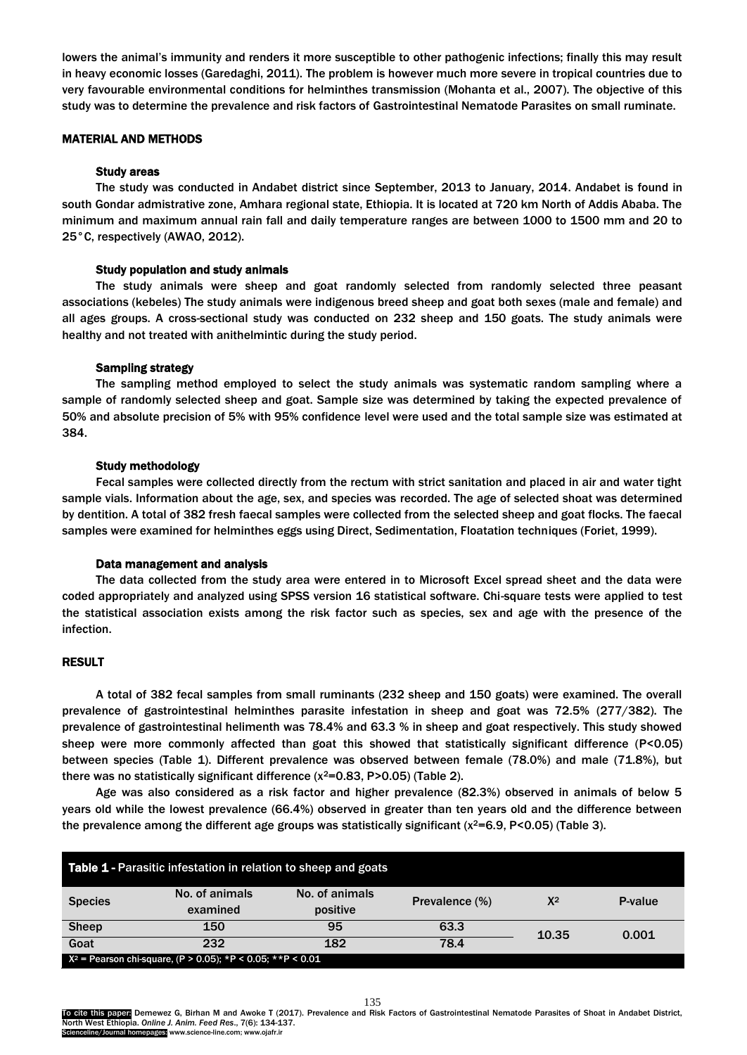lowers the animal's immunity and renders it more susceptible to other pathogenic infections; finally this may result in heavy economic losses (Garedaghi, 2011). The problem is however much more severe in tropical countries due to very favourable environmental conditions for helminthes transmission (Mohanta et al., 2007). The objective of this study was to determine the prevalence and risk factors of Gastrointestinal Nematode Parasites on small ruminate.

## MATERIAL AND METHODS

### Study areas

The study was conducted in Andabet district since September, 2013 to January, 2014. Andabet is found in south Gondar admistrative zone, Amhara regional state, Ethiopia. It is located at 720 km North of Addis Ababa. The minimum and maximum annual rain fall and daily temperature ranges are between 1000 to 1500 mm and 20 to 25°C, respectively (AWAO, 2012).

### Study population and study animals

The study animals were sheep and goat randomly selected from randomly selected three peasant associations (kebeles) The study animals were indigenous breed sheep and goat both sexes (male and female) and all ages groups. A cross-sectional study was conducted on 232 sheep and 150 goats. The study animals were healthy and not treated with anithelmintic during the study period.

### Sampling strategy

The sampling method employed to select the study animals was systematic random sampling where a sample of randomly selected sheep and goat. Sample size was determined by taking the expected prevalence of 50% and absolute precision of 5% with 95% confidence level were used and the total sample size was estimated at 384.

### Study methodology

Fecal samples were collected directly from the rectum with strict sanitation and placed in air and water tight sample vials. Information about the age, sex, and species was recorded. The age of selected shoat was determined by dentition. A total of 382 fresh faecal samples were collected from the selected sheep and goat flocks. The faecal samples were examined for helminthes eggs using Direct, Sedimentation, Floatation techniques (Foriet, 1999).

### Data management and analysis

The data collected from the study area were entered in to Microsoft Excel spread sheet and the data were coded appropriately and analyzed using SPSS version 16 statistical software. Chi-square tests were applied to test the statistical association exists among the risk factor such as species, sex and age with the presence of the infection.

## RESULT

A total of 382 fecal samples from small ruminants (232 sheep and 150 goats) were examined. The overall prevalence of gastrointestinal helminthes parasite infestation in sheep and goat was 72.5% (277/382). The prevalence of gastrointestinal helimenth was 78.4% and 63.3 % in sheep and goat respectively. This study showed sheep were more commonly affected than goat this showed that statistically significant difference ($P<0.05$) between species (Table 1). Different prevalence was observed between female (78.0%) and male (71.8%), but there was no statistically significant difference ($x^2=0.83$, $P>0.05$) (Table 2).

Age was also considered as a risk factor and higher prevalence (82.3%) observed in animals of below 5 years old while the lowest prevalence (66.4%) observed in greater than ten years old and the difference between the prevalence among the different age groups was statistically significant ($x^2=6.9$, $P<0.05$) (Table 3).

**Table 1** - Parasitic infestation in relation to sheep and goats

| Species | No. of animals examined | No. of animals positive | Prevalence (%) | $X^2$ | P-value |
|---|---|---|---|---|---|
| Sheep | 150 | 95 | 63.3 | 10.35 | 0.001 |
| Goat | 232 | 182 | 78.4 | | |

$X^2$ = Pearson chi-square, ($P > 0.05$); *$P < 0.05$; **$P < 0.01$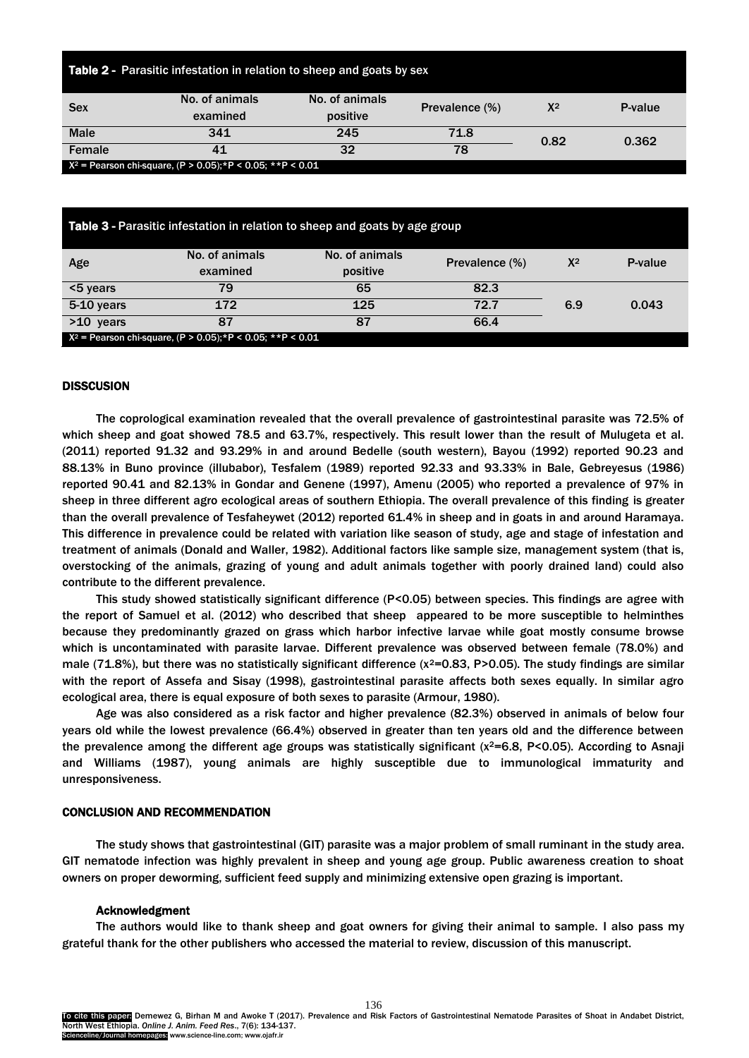**Table 2 -** Parasitic infestation in relation to sheep and goats by sex

| Sex | No. of animals examined | No. of animals positive | Prevalence (%) | $X^2$ | P-value |
|---|---|---|---|---|---|
| Male | 341 | 245 | 71.8 | 0.82 | 0.362 |
| Female | 41 | 32 | 78 | | |

$X^2$ = Pearson chi-square, ($P > 0.05$);*$P < 0.05$; **$P < 0.01$

**Table 3 -** Parasitic infestation in relation to sheep and goats by age group

| Age | No. of animals examined | No. of animals positive | Prevalence (%) | $X^2$ | P-value |
|---|---|---|---|---|---|
| <5 years | 79 | 65 | 82.3 | 6.9 | 0.043 |
| 5-10 years | 172 | 125 | 72.7 | | |
| >10 years | 87 | 87 | 66.4 | | |

$X^2$ = Pearson chi-square, ($P > 0.05$);*$P < 0.05$; **$P < 0.01$

## DISSCUSION

The coprological examination revealed that the overall prevalence of gastrointestinal parasite was 72.5% of which sheep and goat showed 78.5 and 63.7%, respectively. This result lower than the result of Mulugeta et al. (2011) reported 91.32 and 93.29% in and around Bedelle (south western), Bayou (1992) reported 90.23 and 88.13% in Buno province (illubabor), Tesfalem (1989) reported 92.33 and 93.33% in Bale, Gebreyesus (1986) reported 90.41 and 82.13% in Gondar and Genene (1997), Amenu (2005) who reported a prevalence of 97% in sheep in three different agro ecological areas of southern Ethiopia. The overall prevalence of this finding is greater than the overall prevalence of Tesfaheywet (2012) reported 61.4% in sheep and in goats in and around Haramaya. This difference in prevalence could be related with variation like season of study, age and stage of infestation and treatment of animals (Donald and Waller, 1982). Additional factors like sample size, management system (that is, overstocking of the animals, grazing of young and adult animals together with poorly drained land) could also contribute to the different prevalence.

This study showed statistically significant difference ($P<0.05$) between species. This findings are agree with the report of Samuel et al. (2012) who described that sheep appeared to be more susceptible to helminthes because they predominantly grazed on grass which harbor infective larvae while goat mostly consume browse which is uncontaminated with parasite larvae. Different prevalence was observed between female (78.0%) and male (71.8%), but there was no statistically significant difference ($x^2$=0.83, $P>0.05$). The study findings are similar with the report of Assefa and Sisay (1998), gastrointestinal parasite affects both sexes equally. In similar agro ecological area, there is equal exposure of both sexes to parasite (Armour, 1980).

Age was also considered as a risk factor and higher prevalence (82.3%) observed in animals of below four years old while the lowest prevalence (66.4%) observed in greater than ten years old and the difference between the prevalence among the different age groups was statistically significant ($x^2$=6.8, $P<0.05$). According to Asnaji and Williams (1987), young animals are highly susceptible due to immunological immaturity and unresponsiveness.

## CONCLUSION AND RECOMMENDATION

The study shows that gastrointestinal (GIT) parasite was a major problem of small ruminant in the study area. GIT nematode infection was highly prevalent in sheep and young age group. Public awareness creation to shoat owners on proper deworming, sufficient feed supply and minimizing extensive open grazing is important.

### Acknowledgment

The authors would like to thank sheep and goat owners for giving their animal to sample. I also pass my grateful thank for the other publishers who accessed the material to review, discussion of this manuscript.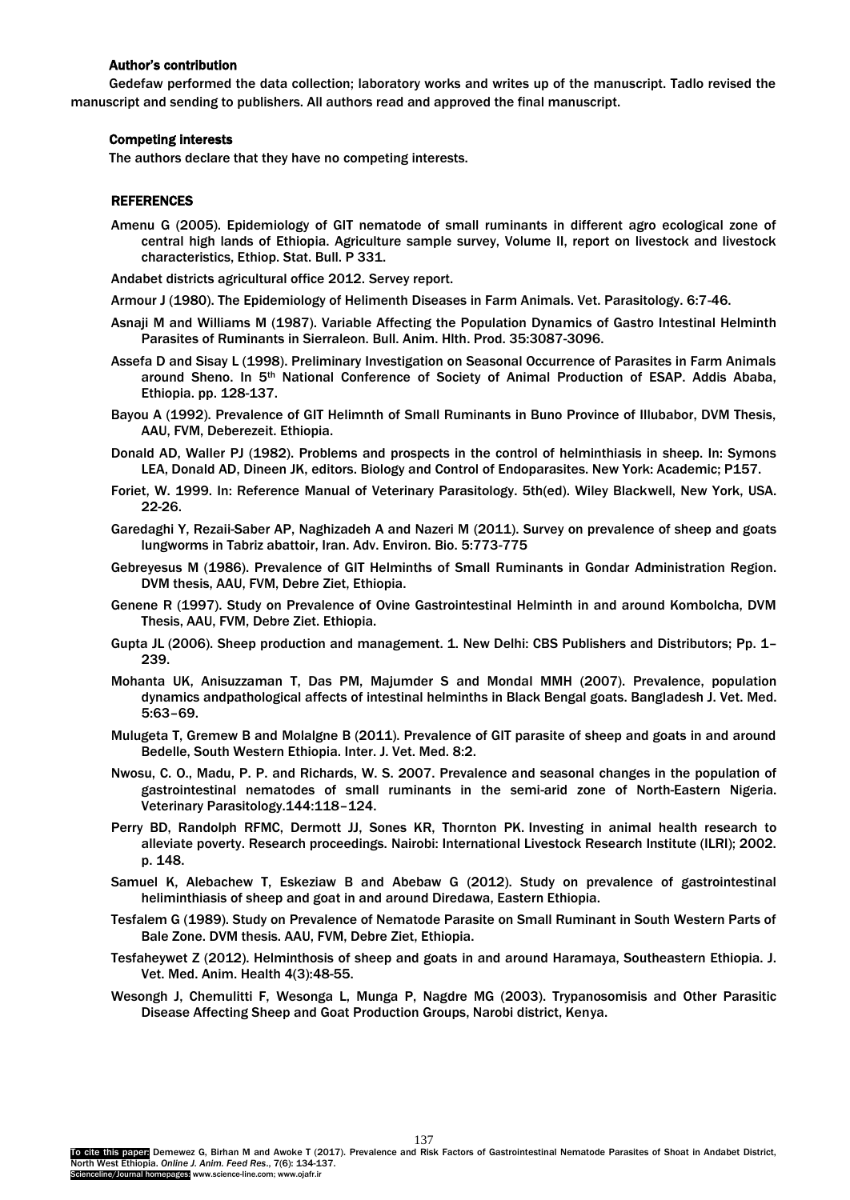### Author's contribution

Gedefaw performed the data collection; laboratory works and writes up of the manuscript. Tadlo revised the manuscript and sending to publishers. All authors read and approved the final manuscript.

### Competing interests

The authors declare that they have no competing interests.

## REFERENCES

Amenu G (2005). Epidemiology of GIT nematode of small ruminants in different agro ecological zone of central high lands of Ethiopia. Agriculture sample survey, Volume II, report on livestock and livestock characteristics, Ethiop. Stat. Bull. P 331.

Andabet districts agricultural office 2012. Servey report.

Armour J (1980). The Epidemiology of Helimenth Diseases in Farm Animals. Vet. Parasitology. 6:7-46.

Asnaji M and Williams M (1987). Variable Affecting the Population Dynamics of Gastro Intestinal Helminth Parasites of Ruminants in Sierraleon. Bull. Anim. Hlth. Prod. 35:3087-3096.

Assefa D and Sisay L (1998). Preliminary Investigation on Seasonal Occurrence of Parasites in Farm Animals around Sheno. In 5th National Conference of Society of Animal Production of ESAP. Addis Ababa, Ethiopia. pp. 128-137.

Bayou A (1992). Prevalence of GIT Helimnth of Small Ruminants in Buno Province of Illubabor, DVM Thesis, AAU, FVM, Deberezeit. Ethiopia.

Donald AD, Waller PJ (1982). Problems and prospects in the control of helminthiasis in sheep. In: Symons LEA, Donald AD, Dineen JK, editors. Biology and Control of Endoparasites. New York: Academic; P157.

Foriet, W. 1999. In: Reference Manual of Veterinary Parasitology. 5th(ed). Wiley Blackwell, New York, USA. 22-26.

Garedaghi Y, Rezaii-Saber AP, Naghizadeh A and Nazeri M (2011). Survey on prevalence of sheep and goats lungworms in Tabriz abattoir, Iran. Adv. Environ. Bio. 5:773-775

Gebreyesus M (1986). Prevalence of GIT Helminths of Small Ruminants in Gondar Administration Region. DVM thesis, AAU, FVM, Debre Ziet, Ethiopia.

Genene R (1997). Study on Prevalence of Ovine Gastrointestinal Helminth in and around Kombolcha, DVM Thesis, AAU, FVM, Debre Ziet. Ethiopia.

Gupta JL (2006). Sheep production and management. 1. New Delhi: CBS Publishers and Distributors; Pp. 1–239.

Mohanta UK, Anisuzzaman T, Das PM, Majumder S and Mondal MMH (2007). Prevalence, population dynamics andpathological affects of intestinal helminths in Black Bengal goats. Bangladesh J. Vet. Med. 5:63–69.

Mulugeta T, Gremew B and Molalgne B (2011). Prevalence of GIT parasite of sheep and goats in and around Bedelle, South Western Ethiopia. Inter. J. Vet. Med. 8:2.

Nwosu, C. O., Madu, P. P. and Richards, W. S. 2007. Prevalence and seasonal changes in the population of gastrointestinal nematodes of small ruminants in the semi-arid zone of North-Eastern Nigeria. Veterinary Parasitology.144:118–124.

Perry BD, Randolph RFMC, Dermott JJ, Sones KR, Thornton PK. Investing in animal health research to alleviate poverty. Research proceedings. Nairobi: International Livestock Research Institute (ILRI); 2002. p. 148.

Samuel K, Alebachew T, Eskeziaw B and Abebaw G (2012). Study on prevalence of gastrointestinal heliminthiasis of sheep and goat in and around Diredawa, Eastern Ethiopia.

Tesfalem G (1989). Study on Prevalence of Nematode Parasite on Small Ruminant in South Western Parts of Bale Zone. DVM thesis. AAU, FVM, Debre Ziet, Ethiopia.

Tesfaheywet Z (2012). Helminthosis of sheep and goats in and around Haramaya, Southeastern Ethiopia. J. Vet. Med. Anim. Health 4(3):48-55.

Wesongh J, Chemulitti F, Wesonga L, Munga P, Nagdre MG (2003). Trypanosomisis and Other Parasitic Disease Affecting Sheep and Goat Production Groups, Narobi district, Kenya.